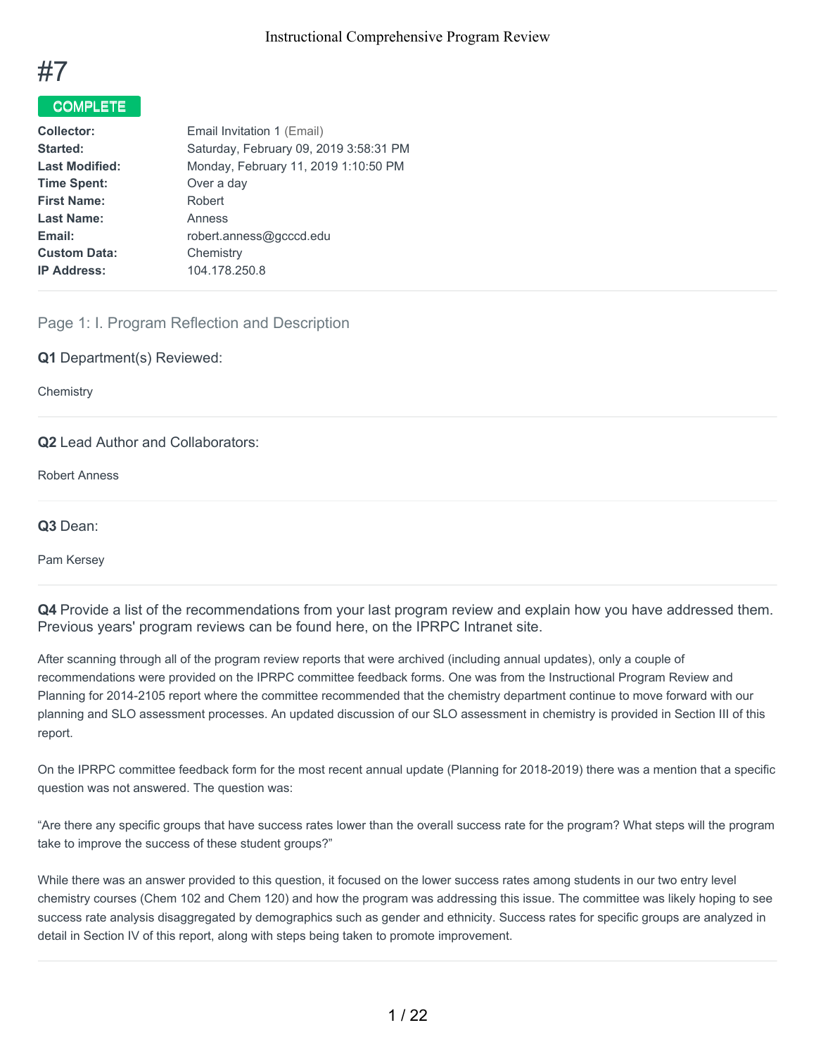# #7

**COMPLETE**

| | |
|---|---|
| **Collector:** | Email Invitation 1 (Email) |
| **Started:** | Saturday, February 09, 2019 3:58:31 PM |
| **Last Modified:** | Monday, February 11, 2019 1:10:50 PM |
| **Time Spent:** | Over a day |
| **First Name:** | Robert |
| **Last Name:** | Anness |
| **Email:** | robert.anness@gcccd.edu |
| **Custom Data:** | Chemistry |
| **IP Address:** | 104.178.250.8 |

## Page 1: I. Program Reflection and Description

**Q1** Department(s) Reviewed:

Chemistry

**Q2** Lead Author and Collaborators:

Robert Anness

**Q3** Dean:

Pam Kersey

**Q4** Provide a list of the recommendations from your last program review and explain how you have addressed them. Previous years' program reviews can be found here, on the IPRPC Intranet site.

After scanning through all of the program review reports that were archived (including annual updates), only a couple of recommendations were provided on the IPRPC committee feedback forms. One was from the Instructional Program Review and Planning for 2014-2105 report where the committee recommended that the chemistry department continue to move forward with our planning and SLO assessment processes. An updated discussion of our SLO assessment in chemistry is provided in Section III of this report.

On the IPRPC committee feedback form for the most recent annual update (Planning for 2018-2019) there was a mention that a specific question was not answered. The question was:

"Are there any specific groups that have success rates lower than the overall success rate for the program? What steps will the program take to improve the success of these student groups?"

While there was an answer provided to this question, it focused on the lower success rates among students in our two entry level chemistry courses (Chem 102 and Chem 120) and how the program was addressing this issue. The committee was likely hoping to see success rate analysis disaggregated by demographics such as gender and ethnicity. Success rates for specific groups are analyzed in detail in Section IV of this report, along with steps being taken to promote improvement.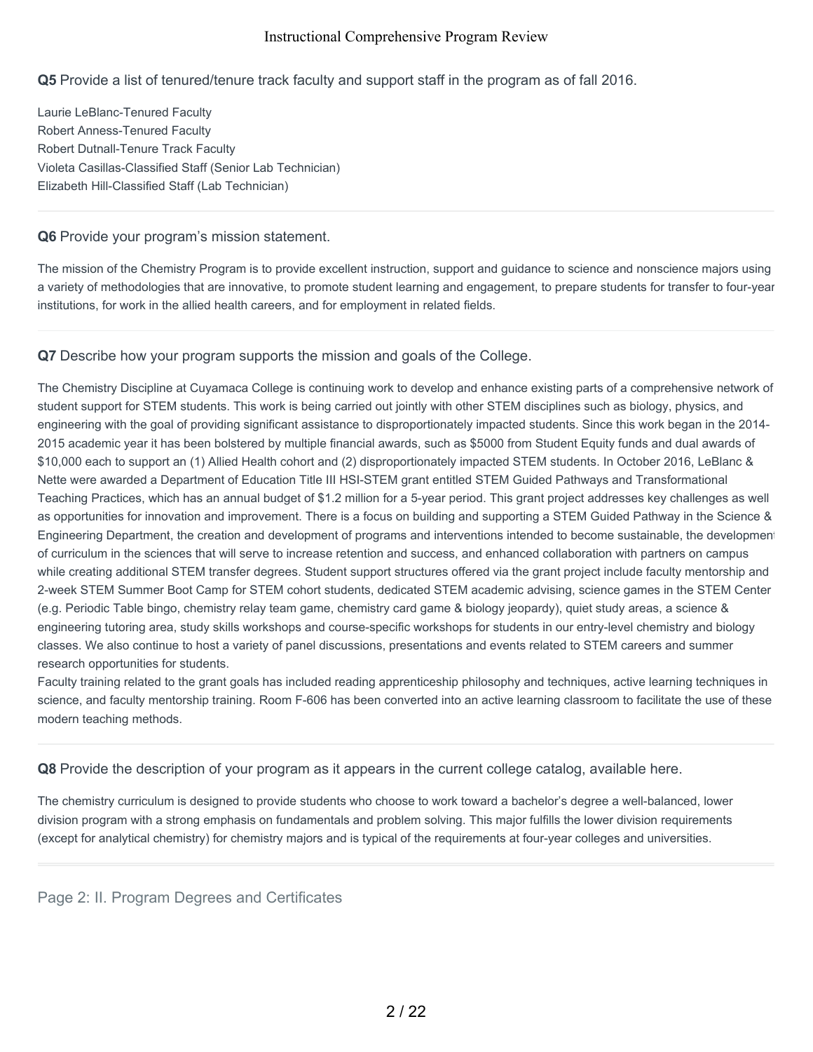**Q5** Provide a list of tenured/tenure track faculty and support staff in the program as of fall 2016.

Laurie LeBlanc-Tenured Faculty
Robert Anness-Tenured Faculty
Robert Dutnall-Tenure Track Faculty
Violeta Casillas-Classified Staff (Senior Lab Technician)
Elizabeth Hill-Classified Staff (Lab Technician)

---

**Q6** Provide your program's mission statement.

The mission of the Chemistry Program is to provide excellent instruction, support and guidance to science and nonscience majors using a variety of methodologies that are innovative, to promote student learning and engagement, to prepare students for transfer to four-year institutions, for work in the allied health careers, and for employment in related fields.

---

**Q7** Describe how your program supports the mission and goals of the College.

The Chemistry Discipline at Cuyamaca College is continuing work to develop and enhance existing parts of a comprehensive network of student support for STEM students. This work is being carried out jointly with other STEM disciplines such as biology, physics, and engineering with the goal of providing significant assistance to disproportionately impacted students. Since this work began in the 2014-2015 academic year it has been bolstered by multiple financial awards, such as $5000 from Student Equity funds and dual awards of $10,000 each to support an (1) Allied Health cohort and (2) disproportionately impacted STEM students. In October 2016, LeBlanc & Nette were awarded a Department of Education Title III HSI-STEM grant entitled STEM Guided Pathways and Transformational Teaching Practices, which has an annual budget of $1.2 million for a 5-year period. This grant project addresses key challenges as well as opportunities for innovation and improvement. There is a focus on building and supporting a STEM Guided Pathway in the Science & Engineering Department, the creation and development of programs and interventions intended to become sustainable, the development of curriculum in the sciences that will serve to increase retention and success, and enhanced collaboration with partners on campus while creating additional STEM transfer degrees. Student support structures offered via the grant project include faculty mentorship and 2-week STEM Summer Boot Camp for STEM cohort students, dedicated STEM academic advising, science games in the STEM Center (e.g. Periodic Table bingo, chemistry relay team game, chemistry card game & biology jeopardy), quiet study areas, a science & engineering tutoring area, study skills workshops and course-specific workshops for students in our entry-level chemistry and biology classes. We also continue to host a variety of panel discussions, presentations and events related to STEM careers and summer research opportunities for students.
Faculty training related to the grant goals has included reading apprenticeship philosophy and techniques, active learning techniques in science, and faculty mentorship training. Room F-606 has been converted into an active learning classroom to facilitate the use of these modern teaching methods.

---

**Q8** Provide the description of your program as it appears in the current college catalog, available here.

The chemistry curriculum is designed to provide students who choose to work toward a bachelor's degree a well-balanced, lower division program with a strong emphasis on fundamentals and problem solving. This major fulfills the lower division requirements (except for analytical chemistry) for chemistry majors and is typical of the requirements at four-year colleges and universities.

---

## Page 2: II. Program Degrees and Certificates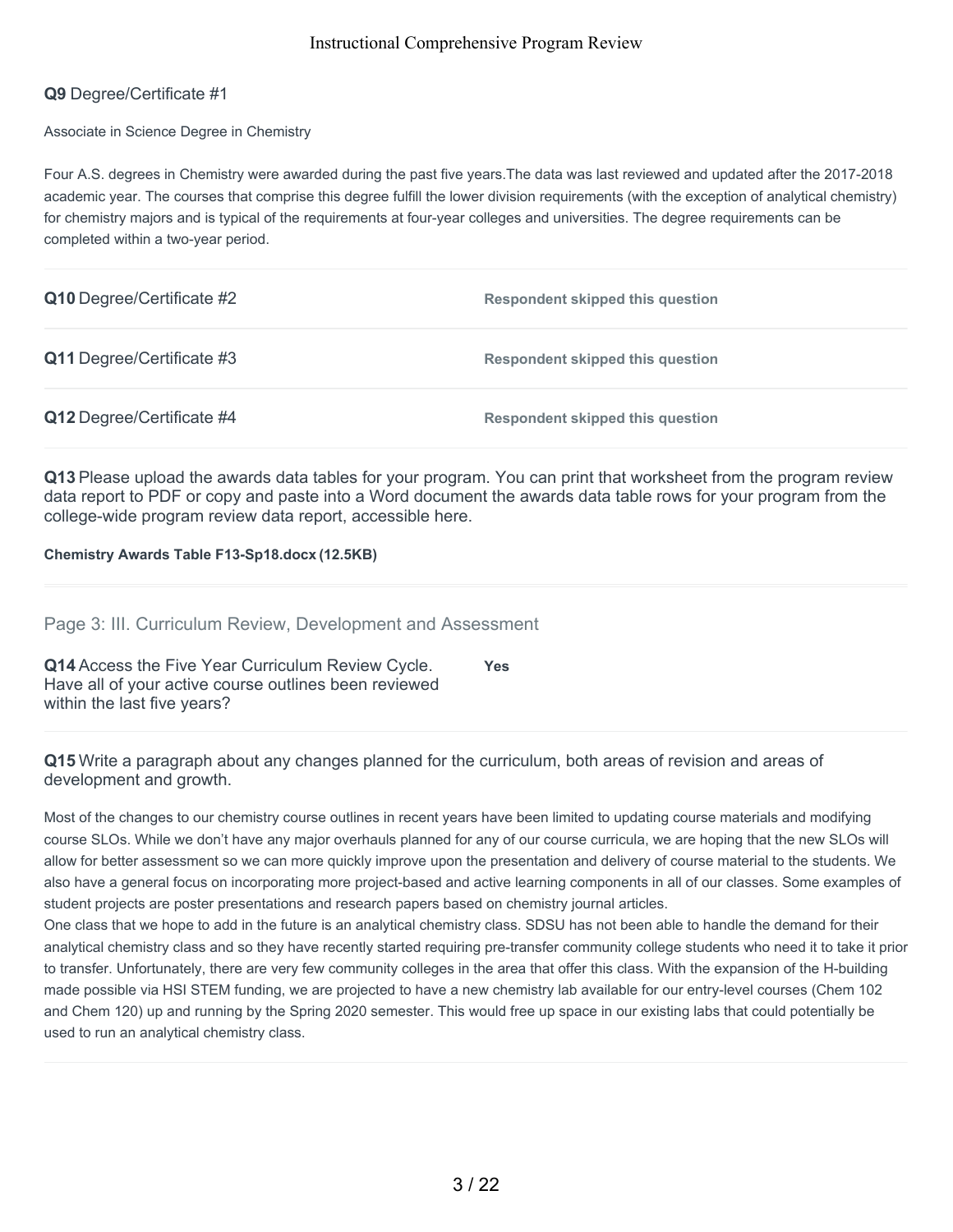**Q9** Degree/Certificate #1

Associate in Science Degree in Chemistry

Four A.S. degrees in Chemistry were awarded during the past five years.The data was last reviewed and updated after the 2017-2018 academic year. The courses that comprise this degree fulfill the lower division requirements (with the exception of analytical chemistry) for chemistry majors and is typical of the requirements at four-year colleges and universities. The degree requirements can be completed within a two-year period.

---

**Q10** Degree/Certificate #2 — **Respondent skipped this question**

---

**Q11** Degree/Certificate #3 — **Respondent skipped this question**

---

**Q12** Degree/Certificate #4 — **Respondent skipped this question**

---

**Q13** Please upload the awards data tables for your program. You can print that worksheet from the program review data report to PDF or copy and paste into a Word document the awards data table rows for your program from the college-wide program review data report, accessible here.

**Chemistry Awards Table F13-Sp18.docx (12.5KB)**

---

## Page 3: III. Curriculum Review, Development and Assessment

**Q14** Access the Five Year Curriculum Review Cycle. Have all of your active course outlines been reviewed within the last five years? — **Yes**

---

**Q15** Write a paragraph about any changes planned for the curriculum, both areas of revision and areas of development and growth.

Most of the changes to our chemistry course outlines in recent years have been limited to updating course materials and modifying course SLOs. While we don't have any major overhauls planned for any of our course curricula, we are hoping that the new SLOs will allow for better assessment so we can more quickly improve upon the presentation and delivery of course material to the students. We also have a general focus on incorporating more project-based and active learning components in all of our classes. Some examples of student projects are poster presentations and research papers based on chemistry journal articles.

One class that we hope to add in the future is an analytical chemistry class. SDSU has not been able to handle the demand for their analytical chemistry class and so they have recently started requiring pre-transfer community college students who need it to take it prior to transfer. Unfortunately, there are very few community colleges in the area that offer this class. With the expansion of the H-building made possible via HSI STEM funding, we are projected to have a new chemistry lab available for our entry-level courses (Chem 102 and Chem 120) up and running by the Spring 2020 semester. This would free up space in our existing labs that could potentially be used to run an analytical chemistry class.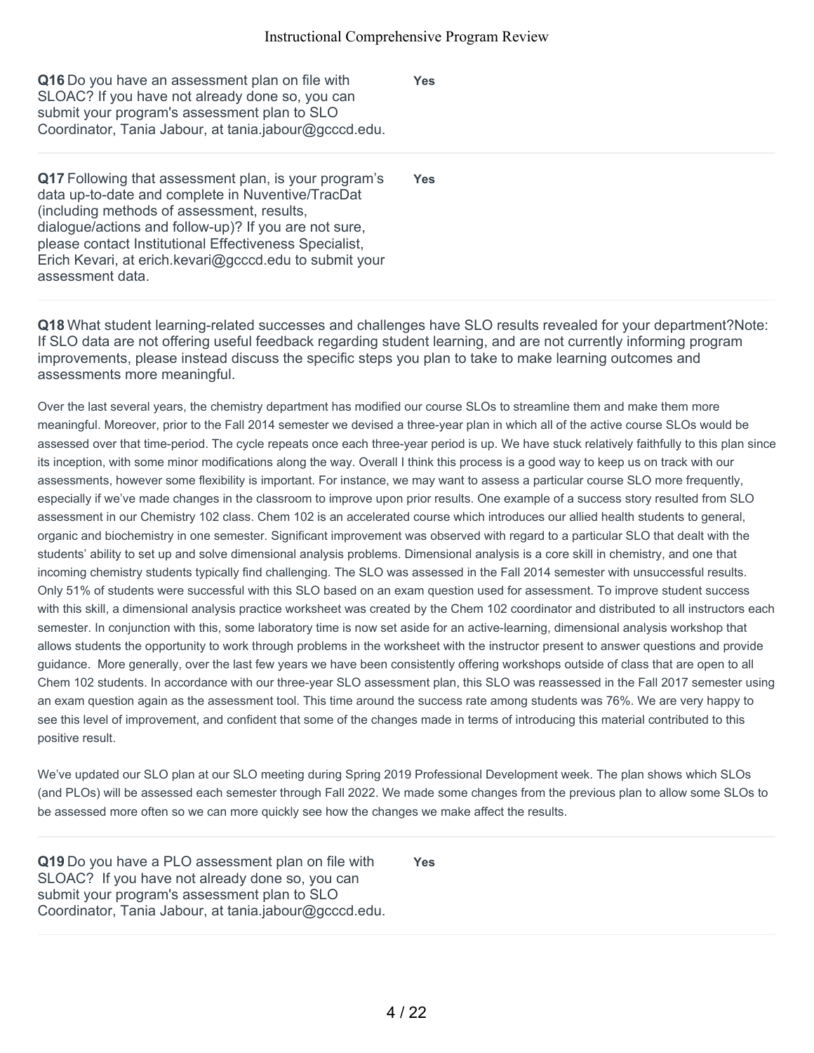**Q16** Do you have an assessment plan on file with SLOAC? If you have not already done so, you can submit your program's assessment plan to SLO Coordinator, Tania Jabour, at tania.jabour@gcccd.edu.

**Yes**

---

**Q17** Following that assessment plan, is your program's data up-to-date and complete in Nuventive/TracDat (including methods of assessment, results, dialogue/actions and follow-up)? If you are not sure, please contact Institutional Effectiveness Specialist, Erich Kevari, at erich.kevari@gcccd.edu to submit your assessment data.

**Yes**

---

**Q18** What student learning-related successes and challenges have SLO results revealed for your department?Note: If SLO data are not offering useful feedback regarding student learning, and are not currently informing program improvements, please instead discuss the specific steps you plan to take to make learning outcomes and assessments more meaningful.

Over the last several years, the chemistry department has modified our course SLOs to streamline them and make them more meaningful. Moreover, prior to the Fall 2014 semester we devised a three-year plan in which all of the active course SLOs would be assessed over that time-period. The cycle repeats once each three-year period is up. We have stuck relatively faithfully to this plan since its inception, with some minor modifications along the way. Overall I think this process is a good way to keep us on track with our assessments, however some flexibility is important. For instance, we may want to assess a particular course SLO more frequently, especially if we've made changes in the classroom to improve upon prior results. One example of a success story resulted from SLO assessment in our Chemistry 102 class. Chem 102 is an accelerated course which introduces our allied health students to general, organic and biochemistry in one semester. Significant improvement was observed with regard to a particular SLO that dealt with the students' ability to set up and solve dimensional analysis problems. Dimensional analysis is a core skill in chemistry, and one that incoming chemistry students typically find challenging. The SLO was assessed in the Fall 2014 semester with unsuccessful results. Only 51% of students were successful with this SLO based on an exam question used for assessment. To improve student success with this skill, a dimensional analysis practice worksheet was created by the Chem 102 coordinator and distributed to all instructors each semester. In conjunction with this, some laboratory time is now set aside for an active-learning, dimensional analysis workshop that allows students the opportunity to work through problems in the worksheet with the instructor present to answer questions and provide guidance. More generally, over the last few years we have been consistently offering workshops outside of class that are open to all Chem 102 students. In accordance with our three-year SLO assessment plan, this SLO was reassessed in the Fall 2017 semester using an exam question again as the assessment tool. This time around the success rate among students was 76%. We are very happy to see this level of improvement, and confident that some of the changes made in terms of introducing this material contributed to this positive result.

We've updated our SLO plan at our SLO meeting during Spring 2019 Professional Development week. The plan shows which SLOs (and PLOs) will be assessed each semester through Fall 2022. We made some changes from the previous plan to allow some SLOs to be assessed more often so we can more quickly see how the changes we make affect the results.

---

**Q19** Do you have a PLO assessment plan on file with SLOAC? If you have not already done so, you can submit your program's assessment plan to SLO Coordinator, Tania Jabour, at tania.jabour@gcccd.edu.

**Yes**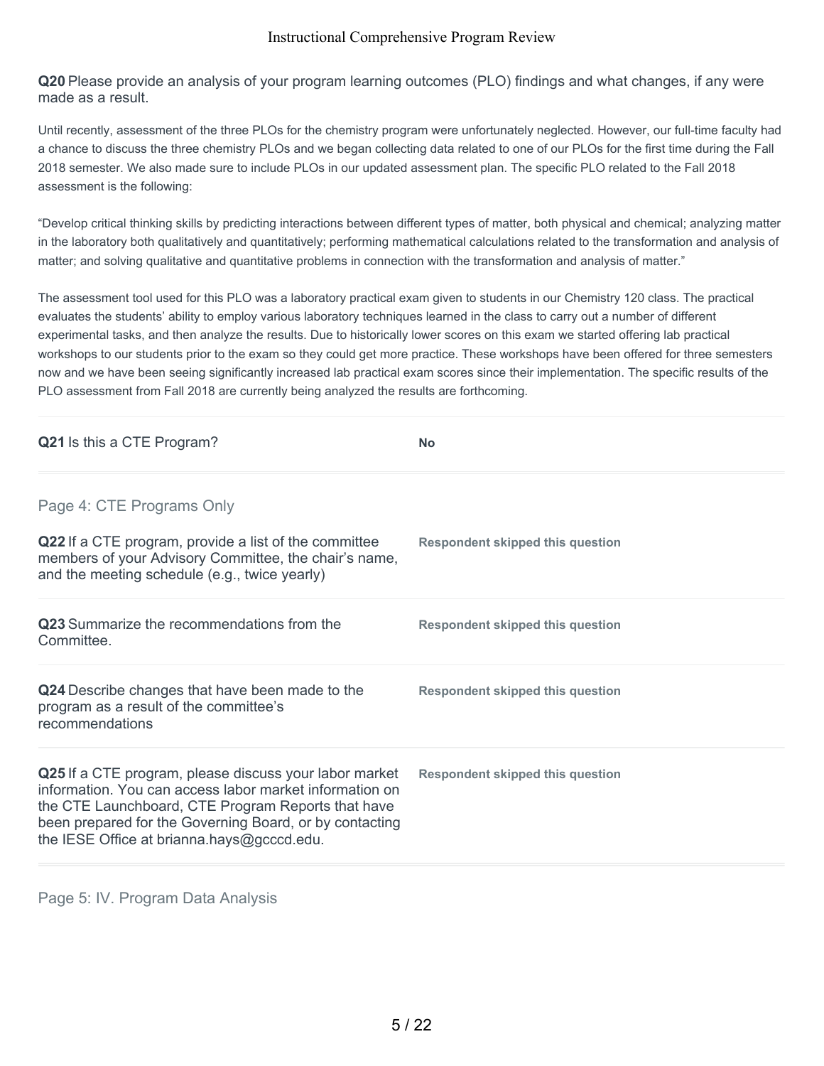**Q20** Please provide an analysis of your program learning outcomes (PLO) findings and what changes, if any were made as a result.

Until recently, assessment of the three PLOs for the chemistry program were unfortunately neglected. However, our full-time faculty had a chance to discuss the three chemistry PLOs and we began collecting data related to one of our PLOs for the first time during the Fall 2018 semester. We also made sure to include PLOs in our updated assessment plan. The specific PLO related to the Fall 2018 assessment is the following:

"Develop critical thinking skills by predicting interactions between different types of matter, both physical and chemical; analyzing matter in the laboratory both qualitatively and quantitatively; performing mathematical calculations related to the transformation and analysis of matter; and solving qualitative and quantitative problems in connection with the transformation and analysis of matter."

The assessment tool used for this PLO was a laboratory practical exam given to students in our Chemistry 120 class. The practical evaluates the students' ability to employ various laboratory techniques learned in the class to carry out a number of different experimental tasks, and then analyze the results. Due to historically lower scores on this exam we started offering lab practical workshops to our students prior to the exam so they could get more practice. These workshops have been offered for three semesters now and we have been seeing significantly increased lab practical exam scores since their implementation. The specific results of the PLO assessment from Fall 2018 are currently being analyzed the results are forthcoming.

| | |
|---|---|
| **Q21** Is this a CTE Program? | **No** |

## Page 4: CTE Programs Only

| | |
|---|---|
| **Q22** If a CTE program, provide a list of the committee members of your Advisory Committee, the chair's name, and the meeting schedule (e.g., twice yearly) | **Respondent skipped this question** |
| **Q23** Summarize the recommendations from the Committee. | **Respondent skipped this question** |
| **Q24** Describe changes that have been made to the program as a result of the committee's recommendations | **Respondent skipped this question** |
| **Q25** If a CTE program, please discuss your labor market information. You can access labor market information on the CTE Launchboard, CTE Program Reports that have been prepared for the Governing Board, or by contacting the IESE Office at brianna.hays@gcccd.edu. | **Respondent skipped this question** |

## Page 5: IV. Program Data Analysis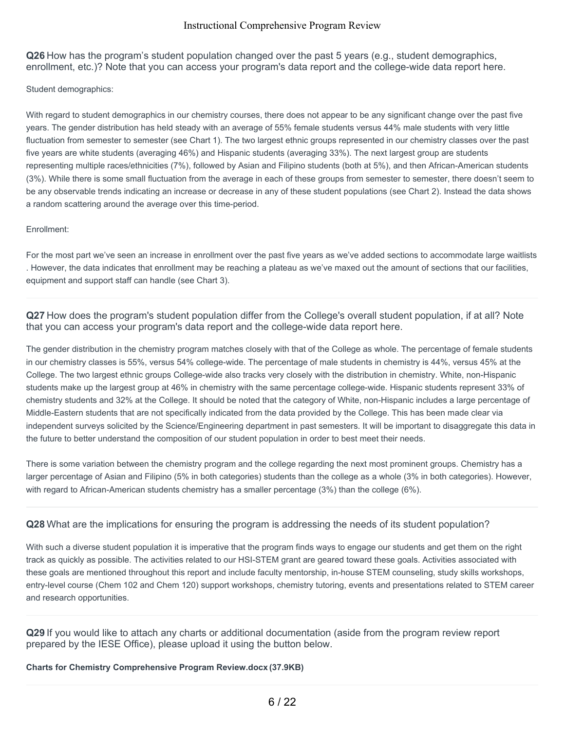**Q26** How has the program's student population changed over the past 5 years (e.g., student demographics, enrollment, etc.)? Note that you can access your program's data report and the college-wide data report here.

Student demographics:

With regard to student demographics in our chemistry courses, there does not appear to be any significant change over the past five years. The gender distribution has held steady with an average of 55% female students versus 44% male students with very little fluctuation from semester to semester (see Chart 1). The two largest ethnic groups represented in our chemistry classes over the past five years are white students (averaging 46%) and Hispanic students (averaging 33%). The next largest group are students representing multiple races/ethnicities (7%), followed by Asian and Filipino students (both at 5%), and then African-American students (3%). While there is some small fluctuation from the average in each of these groups from semester to semester, there doesn't seem to be any observable trends indicating an increase or decrease in any of these student populations (see Chart 2). Instead the data shows a random scattering around the average over this time-period.

Enrollment:

For the most part we've seen an increase in enrollment over the past five years as we've added sections to accommodate large waitlists . However, the data indicates that enrollment may be reaching a plateau as we've maxed out the amount of sections that our facilities, equipment and support staff can handle (see Chart 3).

**Q27** How does the program's student population differ from the College's overall student population, if at all? Note that you can access your program's data report and the college-wide data report here.

The gender distribution in the chemistry program matches closely with that of the College as whole. The percentage of female students in our chemistry classes is 55%, versus 54% college-wide. The percentage of male students in chemistry is 44%, versus 45% at the College. The two largest ethnic groups College-wide also tracks very closely with the distribution in chemistry. White, non-Hispanic students make up the largest group at 46% in chemistry with the same percentage college-wide. Hispanic students represent 33% of chemistry students and 32% at the College. It should be noted that the category of White, non-Hispanic includes a large percentage of Middle-Eastern students that are not specifically indicated from the data provided by the College. This has been made clear via independent surveys solicited by the Science/Engineering department in past semesters. It will be important to disaggregate this data in the future to better understand the composition of our student population in order to best meet their needs.

There is some variation between the chemistry program and the college regarding the next most prominent groups. Chemistry has a larger percentage of Asian and Filipino (5% in both categories) students than the college as a whole (3% in both categories). However, with regard to African-American students chemistry has a smaller percentage (3%) than the college (6%).

**Q28** What are the implications for ensuring the program is addressing the needs of its student population?

With such a diverse student population it is imperative that the program finds ways to engage our students and get them on the right track as quickly as possible. The activities related to our HSI-STEM grant are geared toward these goals. Activities associated with these goals are mentioned throughout this report and include faculty mentorship, in-house STEM counseling, study skills workshops, entry-level course (Chem 102 and Chem 120) support workshops, chemistry tutoring, events and presentations related to STEM career and research opportunities.

**Q29** If you would like to attach any charts or additional documentation (aside from the program review report prepared by the IESE Office), please upload it using the button below.

**Charts for Chemistry Comprehensive Program Review.docx (37.9KB)**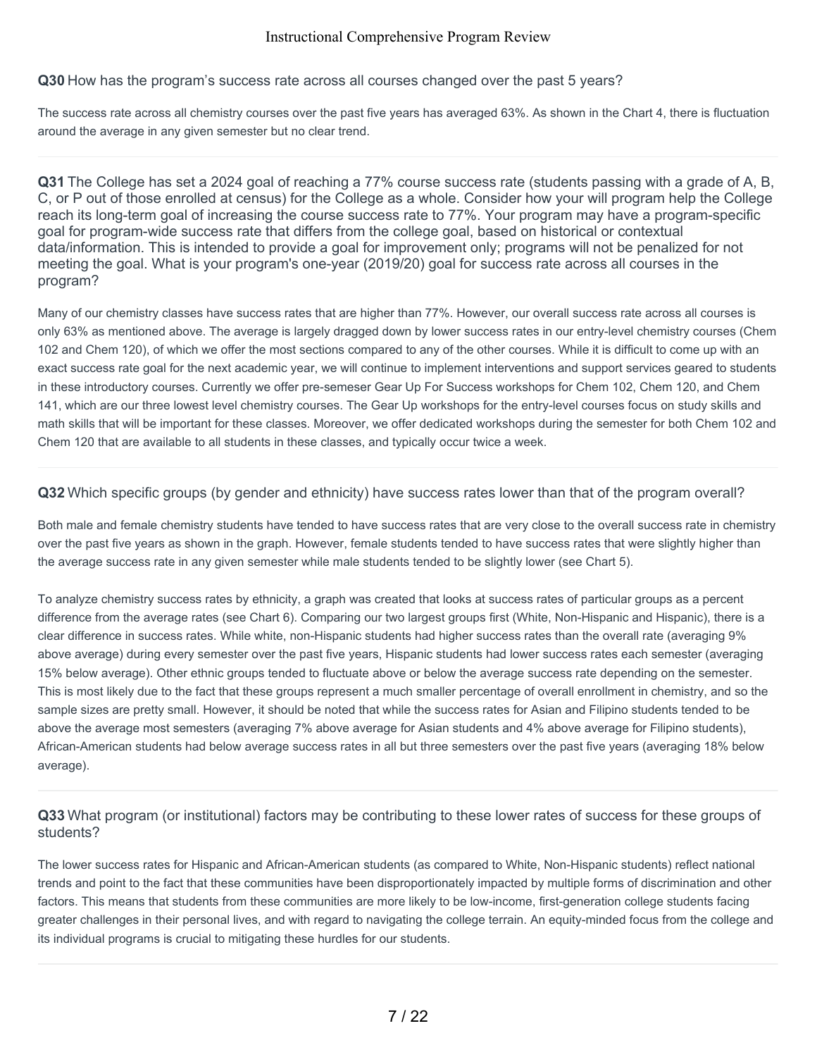**Q30** How has the program's success rate across all courses changed over the past 5 years?

The success rate across all chemistry courses over the past five years has averaged 63%. As shown in the Chart 4, there is fluctuation around the average in any given semester but no clear trend.

---

**Q31** The College has set a 2024 goal of reaching a 77% course success rate (students passing with a grade of A, B, C, or P out of those enrolled at census) for the College as a whole. Consider how your will program help the College reach its long-term goal of increasing the course success rate to 77%. Your program may have a program-specific goal for program-wide success rate that differs from the college goal, based on historical or contextual data/information. This is intended to provide a goal for improvement only; programs will not be penalized for not meeting the goal. What is your program's one-year (2019/20) goal for success rate across all courses in the program?

Many of our chemistry classes have success rates that are higher than 77%. However, our overall success rate across all courses is only 63% as mentioned above. The average is largely dragged down by lower success rates in our entry-level chemistry courses (Chem 102 and Chem 120), of which we offer the most sections compared to any of the other courses. While it is difficult to come up with an exact success rate goal for the next academic year, we will continue to implement interventions and support services geared to students in these introductory courses. Currently we offer pre-semeser Gear Up For Success workshops for Chem 102, Chem 120, and Chem 141, which are our three lowest level chemistry courses. The Gear Up workshops for the entry-level courses focus on study skills and math skills that will be important for these classes. Moreover, we offer dedicated workshops during the semester for both Chem 102 and Chem 120 that are available to all students in these classes, and typically occur twice a week.

---

**Q32** Which specific groups (by gender and ethnicity) have success rates lower than that of the program overall?

Both male and female chemistry students have tended to have success rates that are very close to the overall success rate in chemistry over the past five years as shown in the graph. However, female students tended to have success rates that were slightly higher than the average success rate in any given semester while male students tended to be slightly lower (see Chart 5).

To analyze chemistry success rates by ethnicity, a graph was created that looks at success rates of particular groups as a percent difference from the average rates (see Chart 6). Comparing our two largest groups first (White, Non-Hispanic and Hispanic), there is a clear difference in success rates. While white, non-Hispanic students had higher success rates than the overall rate (averaging 9% above average) during every semester over the past five years, Hispanic students had lower success rates each semester (averaging 15% below average). Other ethnic groups tended to fluctuate above or below the average success rate depending on the semester. This is most likely due to the fact that these groups represent a much smaller percentage of overall enrollment in chemistry, and so the sample sizes are pretty small. However, it should be noted that while the success rates for Asian and Filipino students tended to be above the average most semesters (averaging 7% above average for Asian students and 4% above average for Filipino students), African-American students had below average success rates in all but three semesters over the past five years (averaging 18% below average).

---

**Q33** What program (or institutional) factors may be contributing to these lower rates of success for these groups of students?

The lower success rates for Hispanic and African-American students (as compared to White, Non-Hispanic students) reflect national trends and point to the fact that these communities have been disproportionately impacted by multiple forms of discrimination and other factors. This means that students from these communities are more likely to be low-income, first-generation college students facing greater challenges in their personal lives, and with regard to navigating the college terrain. An equity-minded focus from the college and its individual programs is crucial to mitigating these hurdles for our students.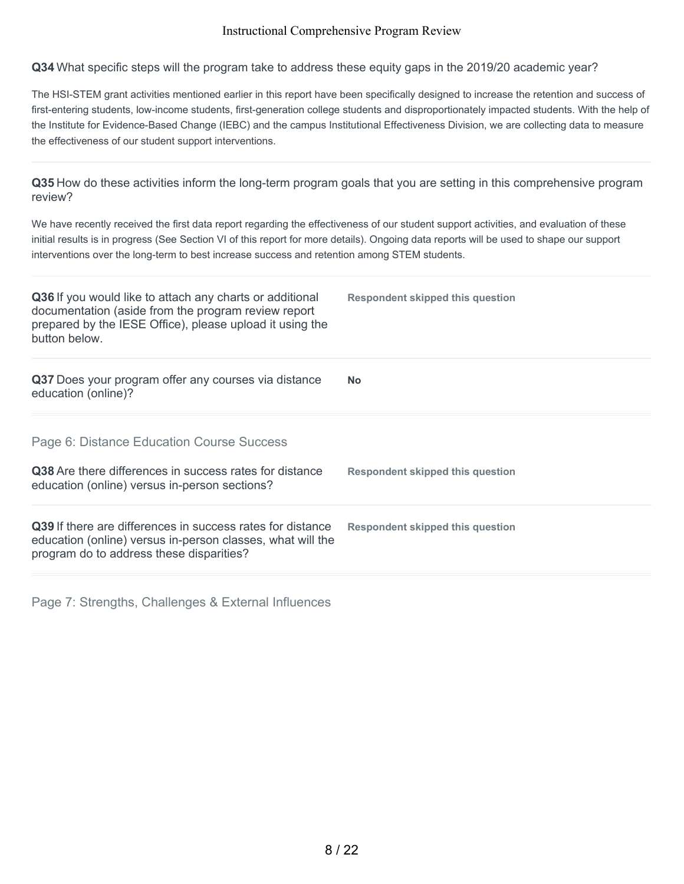**Q34** What specific steps will the program take to address these equity gaps in the 2019/20 academic year?

The HSI-STEM grant activities mentioned earlier in this report have been specifically designed to increase the retention and success of first-entering students, low-income students, first-generation college students and disproportionately impacted students. With the help of the Institute for Evidence-Based Change (IEBC) and the campus Institutional Effectiveness Division, we are collecting data to measure the effectiveness of our student support interventions.

**Q35** How do these activities inform the long-term program goals that you are setting in this comprehensive program review?

We have recently received the first data report regarding the effectiveness of our student support activities, and evaluation of these initial results is in progress (See Section VI of this report for more details). Ongoing data reports will be used to shape our support interventions over the long-term to best increase success and retention among STEM students.

**Q36** If you would like to attach any charts or additional documentation (aside from the program review report prepared by the IESE Office), please upload it using the button below.

**Respondent skipped this question**

**Q37** Does your program offer any courses via distance education (online)?

**No**

## Page 6: Distance Education Course Success

**Q38** Are there differences in success rates for distance education (online) versus in-person sections?

**Respondent skipped this question**

**Q39** If there are differences in success rates for distance education (online) versus in-person classes, what will the program do to address these disparities?

**Respondent skipped this question**

## Page 7: Strengths, Challenges & External Influences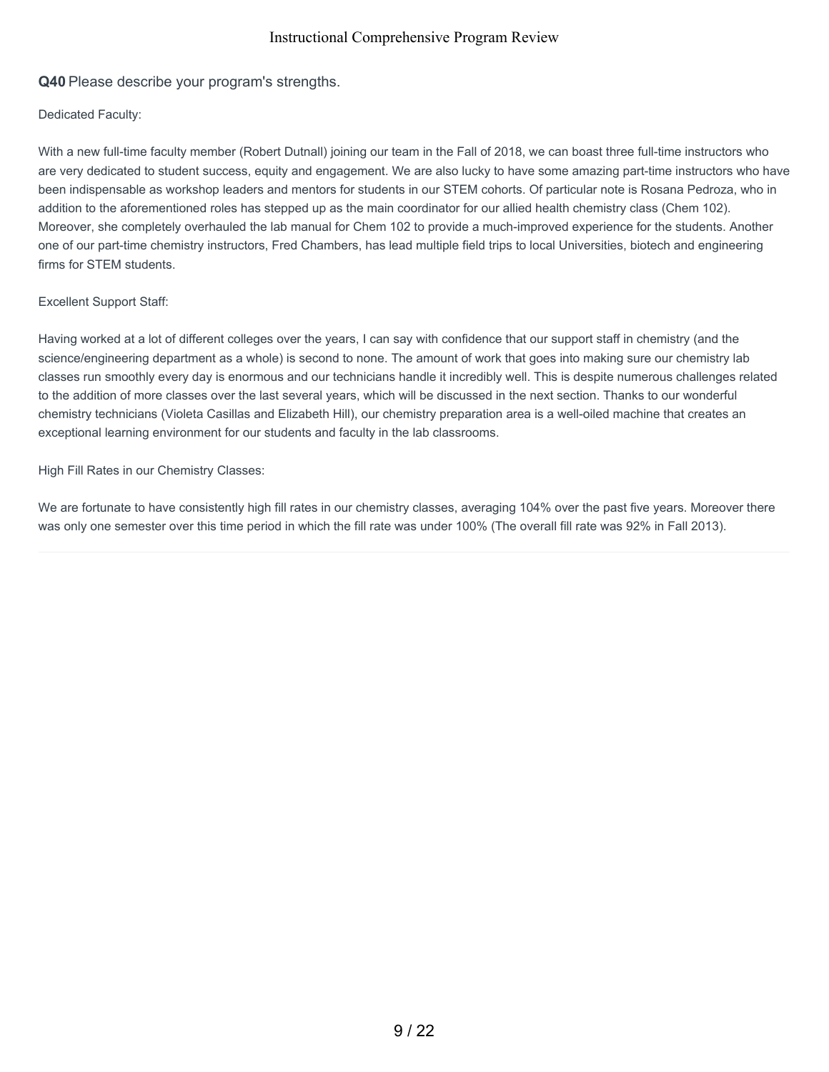**Q40** Please describe your program's strengths.

Dedicated Faculty:

With a new full-time faculty member (Robert Dutnall) joining our team in the Fall of 2018, we can boast three full-time instructors who are very dedicated to student success, equity and engagement. We are also lucky to have some amazing part-time instructors who have been indispensable as workshop leaders and mentors for students in our STEM cohorts. Of particular note is Rosana Pedroza, who in addition to the aforementioned roles has stepped up as the main coordinator for our allied health chemistry class (Chem 102). Moreover, she completely overhauled the lab manual for Chem 102 to provide a much-improved experience for the students. Another one of our part-time chemistry instructors, Fred Chambers, has lead multiple field trips to local Universities, biotech and engineering firms for STEM students.

Excellent Support Staff:

Having worked at a lot of different colleges over the years, I can say with confidence that our support staff in chemistry (and the science/engineering department as a whole) is second to none. The amount of work that goes into making sure our chemistry lab classes run smoothly every day is enormous and our technicians handle it incredibly well. This is despite numerous challenges related to the addition of more classes over the last several years, which will be discussed in the next section. Thanks to our wonderful chemistry technicians (Violeta Casillas and Elizabeth Hill), our chemistry preparation area is a well-oiled machine that creates an exceptional learning environment for our students and faculty in the lab classrooms.

High Fill Rates in our Chemistry Classes:

We are fortunate to have consistently high fill rates in our chemistry classes, averaging 104% over the past five years. Moreover there was only one semester over this time period in which the fill rate was under 100% (The overall fill rate was 92% in Fall 2013).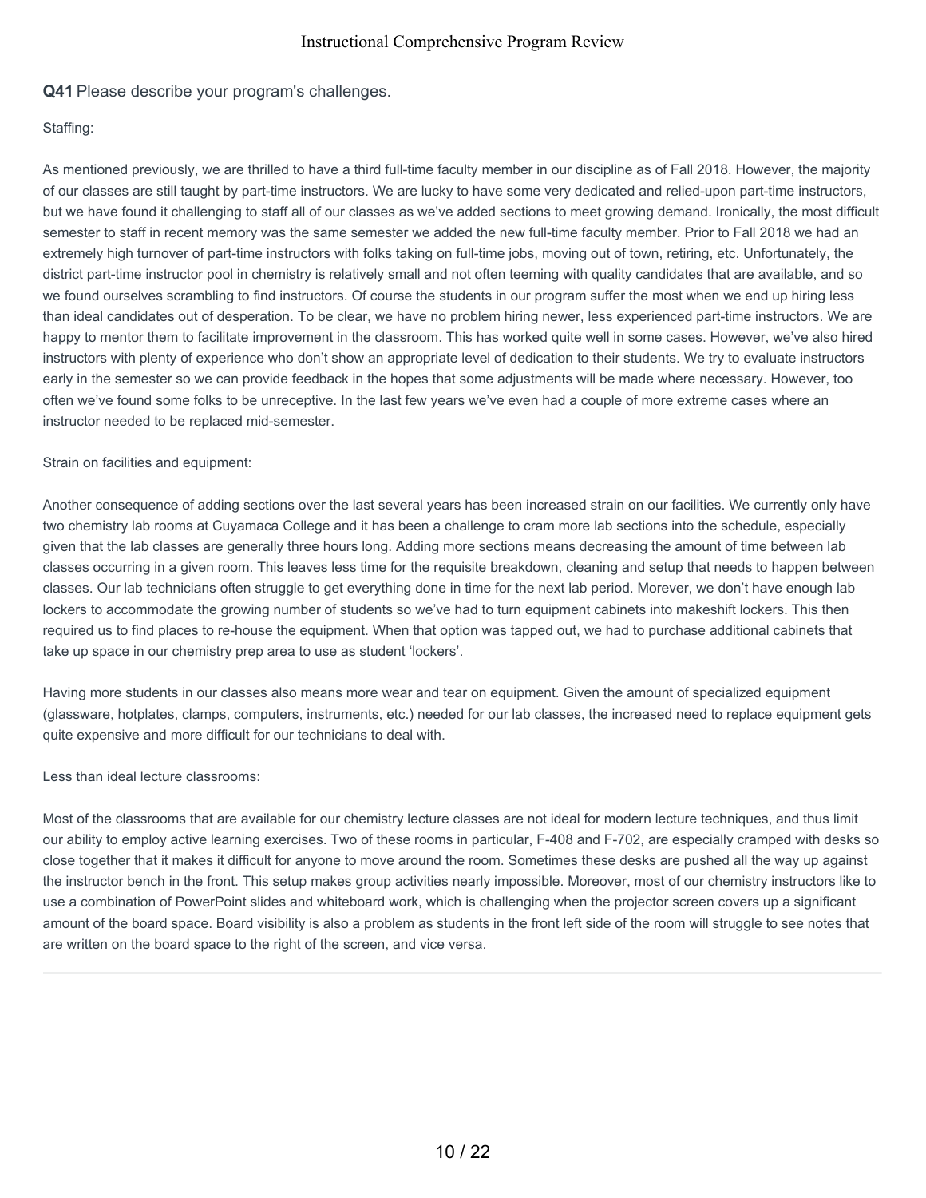**Q41** Please describe your program's challenges.

Staffing:

As mentioned previously, we are thrilled to have a third full-time faculty member in our discipline as of Fall 2018. However, the majority of our classes are still taught by part-time instructors. We are lucky to have some very dedicated and relied-upon part-time instructors, but we have found it challenging to staff all of our classes as we've added sections to meet growing demand. Ironically, the most difficult semester to staff in recent memory was the same semester we added the new full-time faculty member. Prior to Fall 2018 we had an extremely high turnover of part-time instructors with folks taking on full-time jobs, moving out of town, retiring, etc. Unfortunately, the district part-time instructor pool in chemistry is relatively small and not often teeming with quality candidates that are available, and so we found ourselves scrambling to find instructors. Of course the students in our program suffer the most when we end up hiring less than ideal candidates out of desperation. To be clear, we have no problem hiring newer, less experienced part-time instructors. We are happy to mentor them to facilitate improvement in the classroom. This has worked quite well in some cases. However, we've also hired instructors with plenty of experience who don't show an appropriate level of dedication to their students. We try to evaluate instructors early in the semester so we can provide feedback in the hopes that some adjustments will be made where necessary. However, too often we've found some folks to be unreceptive. In the last few years we've even had a couple of more extreme cases where an instructor needed to be replaced mid-semester.

Strain on facilities and equipment:

Another consequence of adding sections over the last several years has been increased strain on our facilities. We currently only have two chemistry lab rooms at Cuyamaca College and it has been a challenge to cram more lab sections into the schedule, especially given that the lab classes are generally three hours long. Adding more sections means decreasing the amount of time between lab classes occurring in a given room. This leaves less time for the requisite breakdown, cleaning and setup that needs to happen between classes. Our lab technicians often struggle to get everything done in time for the next lab period. Morever, we don't have enough lab lockers to accommodate the growing number of students so we've had to turn equipment cabinets into makeshift lockers. This then required us to find places to re-house the equipment. When that option was tapped out, we had to purchase additional cabinets that take up space in our chemistry prep area to use as student 'lockers'.

Having more students in our classes also means more wear and tear on equipment. Given the amount of specialized equipment (glassware, hotplates, clamps, computers, instruments, etc.) needed for our lab classes, the increased need to replace equipment gets quite expensive and more difficult for our technicians to deal with.

Less than ideal lecture classrooms:

Most of the classrooms that are available for our chemistry lecture classes are not ideal for modern lecture techniques, and thus limit our ability to employ active learning exercises. Two of these rooms in particular, F-408 and F-702, are especially cramped with desks so close together that it makes it difficult for anyone to move around the room. Sometimes these desks are pushed all the way up against the instructor bench in the front. This setup makes group activities nearly impossible. Moreover, most of our chemistry instructors like to use a combination of PowerPoint slides and whiteboard work, which is challenging when the projector screen covers up a significant amount of the board space. Board visibility is also a problem as students in the front left side of the room will struggle to see notes that are written on the board space to the right of the screen, and vice versa.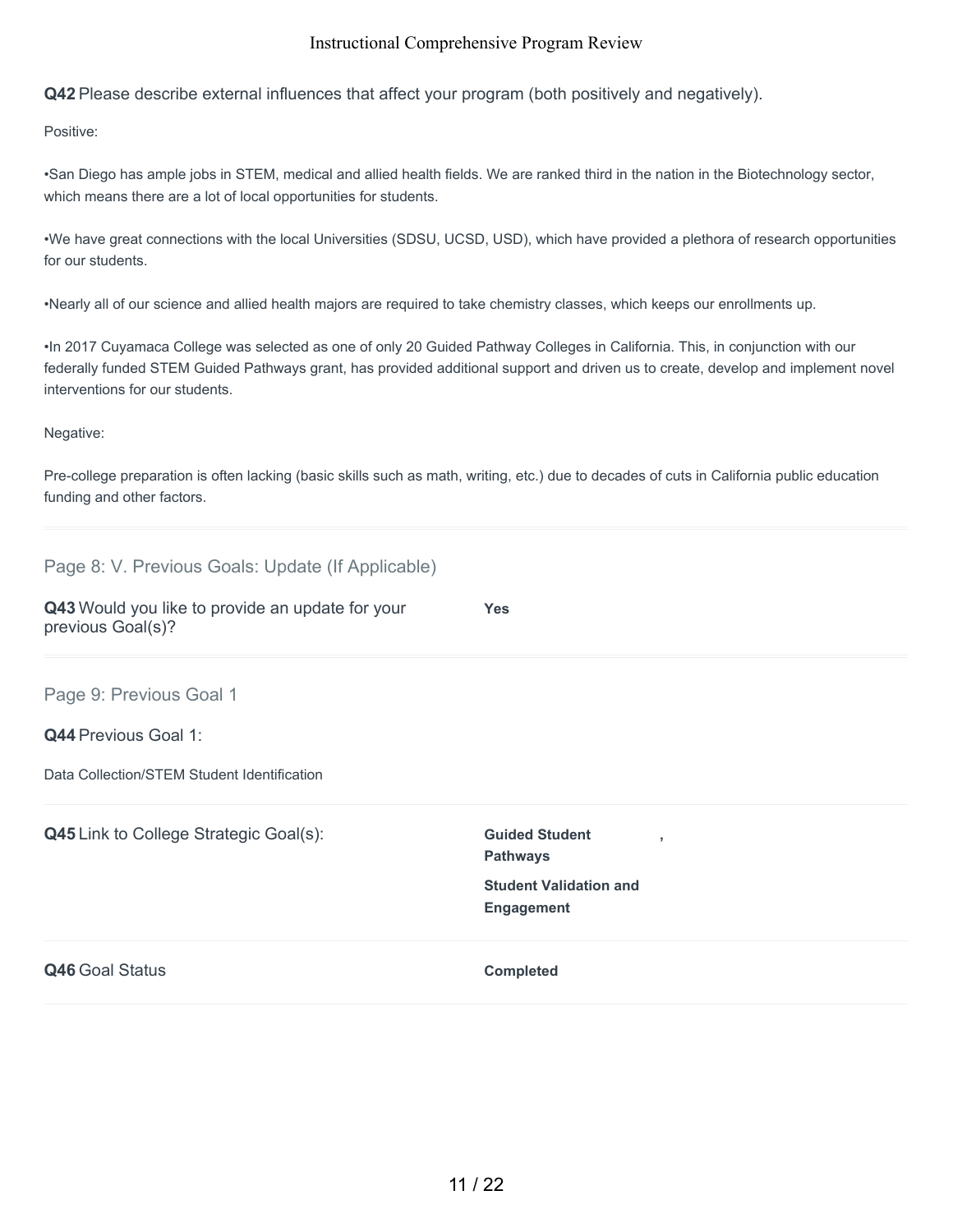**Q42** Please describe external influences that affect your program (both positively and negatively).

Positive:

•San Diego has ample jobs in STEM, medical and allied health fields. We are ranked third in the nation in the Biotechnology sector, which means there are a lot of local opportunities for students.

•We have great connections with the local Universities (SDSU, UCSD, USD), which have provided a plethora of research opportunities for our students.

•Nearly all of our science and allied health majors are required to take chemistry classes, which keeps our enrollments up.

•In 2017 Cuyamaca College was selected as one of only 20 Guided Pathway Colleges in California. This, in conjunction with our federally funded STEM Guided Pathways grant, has provided additional support and driven us to create, develop and implement novel interventions for our students.

Negative:

Pre-college preparation is often lacking (basic skills such as math, writing, etc.) due to decades of cuts in California public education funding and other factors.

## Page 8: V. Previous Goals: Update (If Applicable)

**Q43** Would you like to provide an update for your previous Goal(s)?

**Yes**

## Page 9: Previous Goal 1

**Q44** Previous Goal 1:

Data Collection/STEM Student Identification

**Q45** Link to College Strategic Goal(s):

**Guided Student Pathways** ,

**Student Validation and Engagement**

**Q46** Goal Status

**Completed**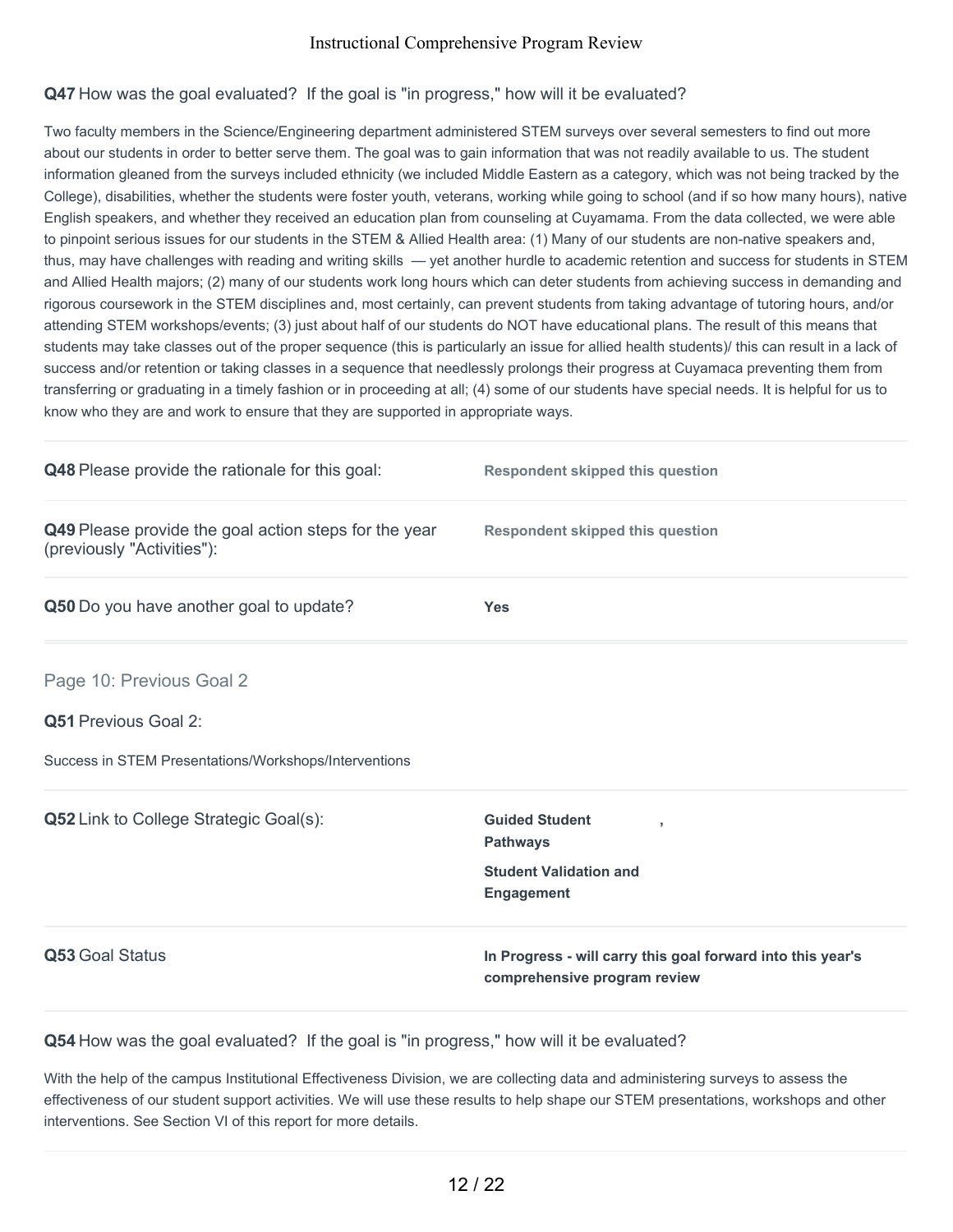**Q47** How was the goal evaluated? If the goal is "in progress," how will it be evaluated?

Two faculty members in the Science/Engineering department administered STEM surveys over several semesters to find out more about our students in order to better serve them. The goal was to gain information that was not readily available to us. The student information gleaned from the surveys included ethnicity (we included Middle Eastern as a category, which was not being tracked by the College), disabilities, whether the students were foster youth, veterans, working while going to school (and if so how many hours), native English speakers, and whether they received an education plan from counseling at Cuyamama. From the data collected, we were able to pinpoint serious issues for our students in the STEM & Allied Health area: (1) Many of our students are non-native speakers and, thus, may have challenges with reading and writing skills — yet another hurdle to academic retention and success for students in STEM and Allied Health majors; (2) many of our students work long hours which can deter students from achieving success in demanding and rigorous coursework in the STEM disciplines and, most certainly, can prevent students from taking advantage of tutoring hours, and/or attending STEM workshops/events; (3) just about half of our students do NOT have educational plans. The result of this means that students may take classes out of the proper sequence (this is particularly an issue for allied health students)/ this can result in a lack of success and/or retention or taking classes in a sequence that needlessly prolongs their progress at Cuyamaca preventing them from transferring or graduating in a timely fashion or in proceeding at all; (4) some of our students have special needs. It is helpful for us to know who they are and work to ensure that they are supported in appropriate ways.

| | |
|---|---|
| **Q48** Please provide the rationale for this goal: | **Respondent skipped this question** |
| **Q49** Please provide the goal action steps for the year (previously "Activities"): | **Respondent skipped this question** |
| **Q50** Do you have another goal to update? | **Yes** |

## Page 10: Previous Goal 2

**Q51** Previous Goal 2:

Success in STEM Presentations/Workshops/Interventions

| | |
|---|---|
| **Q52** Link to College Strategic Goal(s): | **Guided Student Pathways** , **Student Validation and Engagement** |
| **Q53** Goal Status | **In Progress - will carry this goal forward into this year's comprehensive program review** |

**Q54** How was the goal evaluated? If the goal is "in progress," how will it be evaluated?

With the help of the campus Institutional Effectiveness Division, we are collecting data and administering surveys to assess the effectiveness of our student support activities. We will use these results to help shape our STEM presentations, workshops and other interventions. See Section VI of this report for more details.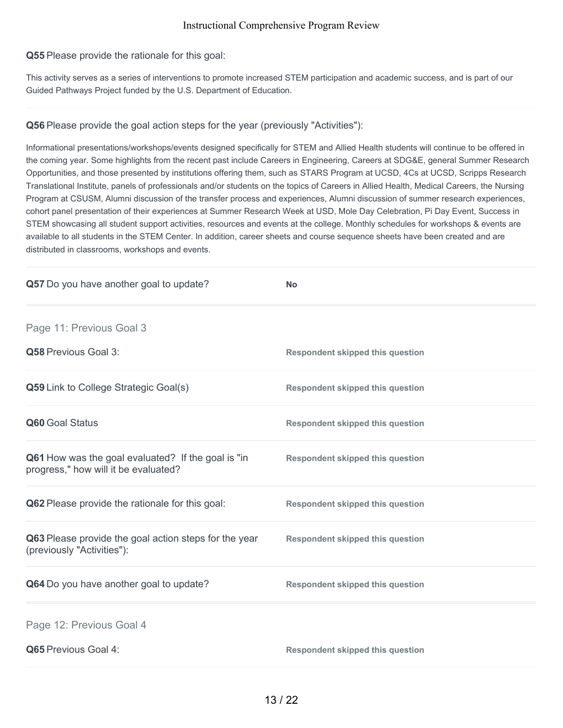**Q55** Please provide the rationale for this goal:

This activity serves as a series of interventions to promote increased STEM participation and academic success, and is part of our Guided Pathways Project funded by the U.S. Department of Education.

**Q56** Please provide the goal action steps for the year (previously "Activities"):

Informational presentations/workshops/events designed specifically for STEM and Allied Health students will continue to be offered in the coming year. Some highlights from the recent past include Careers in Engineering, Careers at SDG&E, general Summer Research Opportunities, and those presented by institutions offering them, such as STARS Program at UCSD, 4Cs at UCSD, Scripps Research Translational Institute, panels of professionals and/or students on the topics of Careers in Allied Health, Medical Careers, the Nursing Program at CSUSM, Alumni discussion of the transfer process and experiences, Alumni discussion of summer research experiences, cohort panel presentation of their experiences at Summer Research Week at USD, Mole Day Celebration, Pi Day Event, Success in STEM showcasing all student support activities, resources and events at the college. Monthly schedules for workshops & events are available to all students in the STEM Center. In addition, career sheets and course sequence sheets have been created and are distributed in classrooms, workshops and events.

| | |
|---|---|
| **Q57** Do you have another goal to update? | **No** |

## Page 11: Previous Goal 3

| | |
|---|---|
| **Q58** Previous Goal 3: | **Respondent skipped this question** |
| **Q59** Link to College Strategic Goal(s) | **Respondent skipped this question** |
| **Q60** Goal Status | **Respondent skipped this question** |
| **Q61** How was the goal evaluated? If the goal is "in progress," how will it be evaluated? | **Respondent skipped this question** |
| **Q62** Please provide the rationale for this goal: | **Respondent skipped this question** |
| **Q63** Please provide the goal action steps for the year (previously "Activities"): | **Respondent skipped this question** |
| **Q64** Do you have another goal to update? | **Respondent skipped this question** |

## Page 12: Previous Goal 4

| | |
|---|---|
| **Q65** Previous Goal 4: | **Respondent skipped this question** |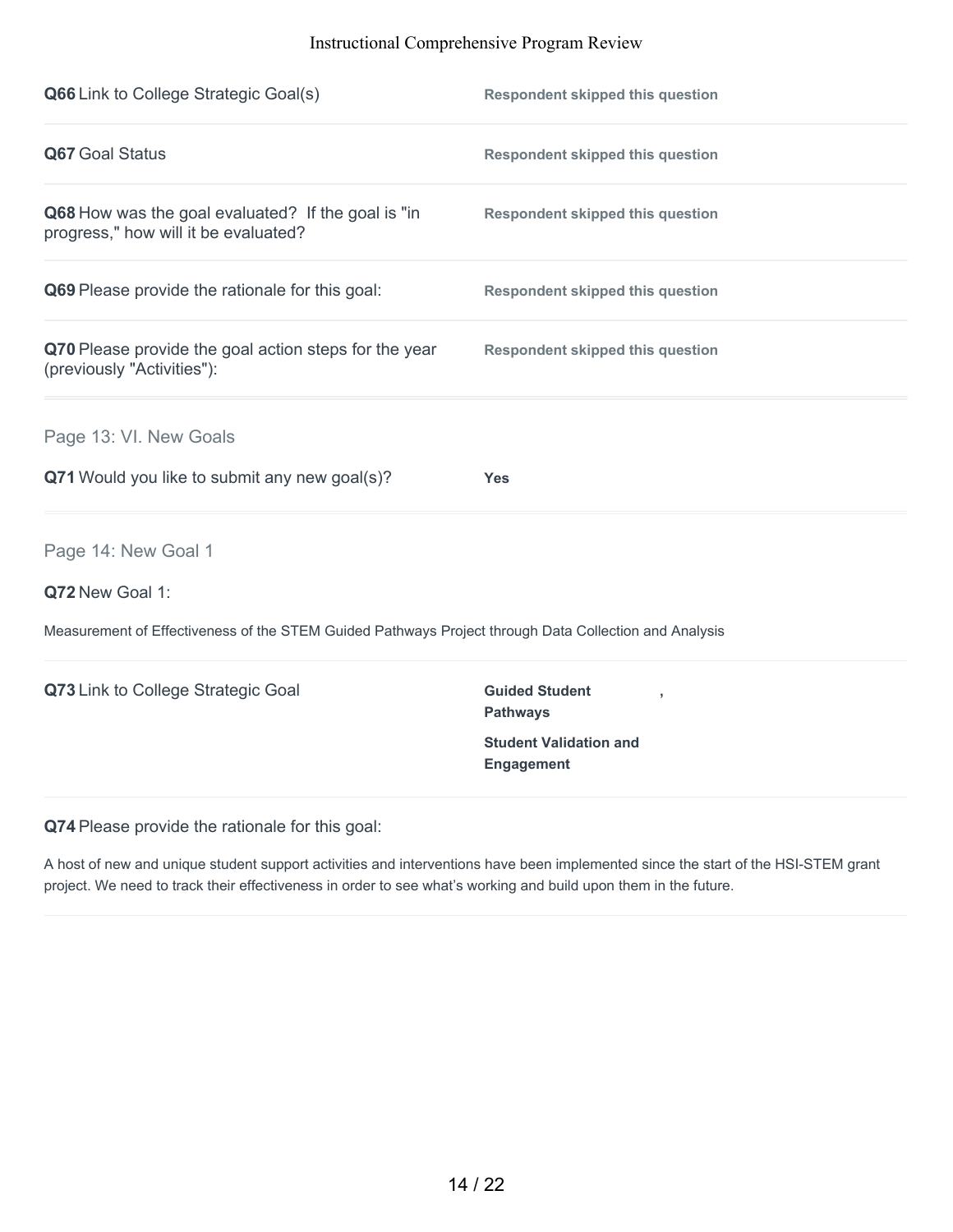**Q66** Link to College Strategic Goal(s)

**Respondent skipped this question**

**Q67** Goal Status

**Respondent skipped this question**

**Q68** How was the goal evaluated? If the goal is "in progress," how will it be evaluated?

**Respondent skipped this question**

**Q69** Please provide the rationale for this goal:

**Respondent skipped this question**

**Q70** Please provide the goal action steps for the year (previously "Activities"):

**Respondent skipped this question**

## Page 13: VI. New Goals

**Q71** Would you like to submit any new goal(s)?

**Yes**

## Page 14: New Goal 1

**Q72** New Goal 1:

Measurement of Effectiveness of the STEM Guided Pathways Project through Data Collection and Analysis

**Q73** Link to College Strategic Goal

**Guided Student Pathways** ,

**Student Validation and Engagement**

**Q74** Please provide the rationale for this goal:

A host of new and unique student support activities and interventions have been implemented since the start of the HSI-STEM grant project. We need to track their effectiveness in order to see what's working and build upon them in the future.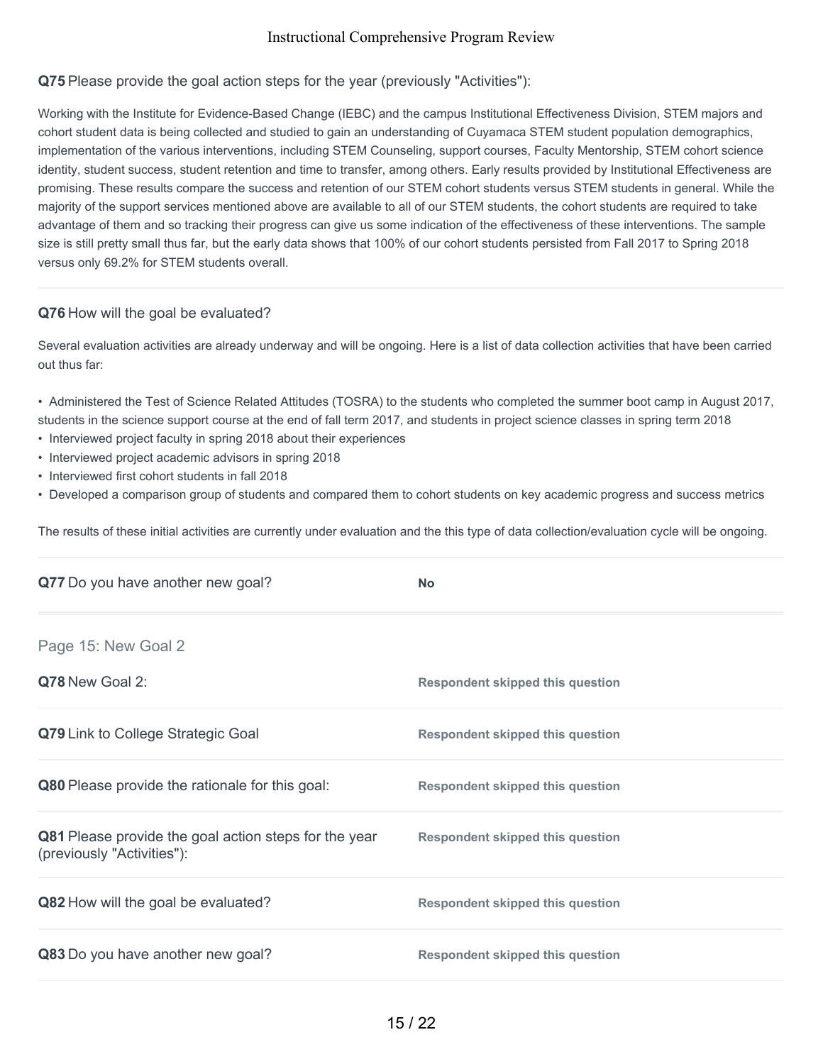**Q75** Please provide the goal action steps for the year (previously "Activities"):

Working with the Institute for Evidence-Based Change (IEBC) and the campus Institutional Effectiveness Division, STEM majors and cohort student data is being collected and studied to gain an understanding of Cuyamaca STEM student population demographics, implementation of the various interventions, including STEM Counseling, support courses, Faculty Mentorship, STEM cohort science identity, student success, student retention and time to transfer, among others. Early results provided by Institutional Effectiveness are promising. These results compare the success and retention of our STEM cohort students versus STEM students in general. While the majority of the support services mentioned above are available to all of our STEM students, the cohort students are required to take advantage of them and so tracking their progress can give us some indication of the effectiveness of these interventions. The sample size is still pretty small thus far, but the early data shows that 100% of our cohort students persisted from Fall 2017 to Spring 2018 versus only 69.2% for STEM students overall.

**Q76** How will the goal be evaluated?

Several evaluation activities are already underway and will be ongoing. Here is a list of data collection activities that have been carried out thus far:

- Administered the Test of Science Related Attitudes (TOSRA) to the students who completed the summer boot camp in August 2017, students in the science support course at the end of fall term 2017, and students in project science classes in spring term 2018
- Interviewed project faculty in spring 2018 about their experiences
- Interviewed project academic advisors in spring 2018
- Interviewed first cohort students in fall 2018
- Developed a comparison group of students and compared them to cohort students on key academic progress and success metrics

The results of these initial activities are currently under evaluation and the this type of data collection/evaluation cycle will be ongoing.

| | |
|---|---|
| **Q77** Do you have another new goal? | **No** |

## Page 15: New Goal 2

| | |
|---|---|
| **Q78** New Goal 2: | **Respondent skipped this question** |
| **Q79** Link to College Strategic Goal | **Respondent skipped this question** |
| **Q80** Please provide the rationale for this goal: | **Respondent skipped this question** |
| **Q81** Please provide the goal action steps for the year (previously "Activities"): | **Respondent skipped this question** |
| **Q82** How will the goal be evaluated? | **Respondent skipped this question** |
| **Q83** Do you have another new goal? | **Respondent skipped this question** |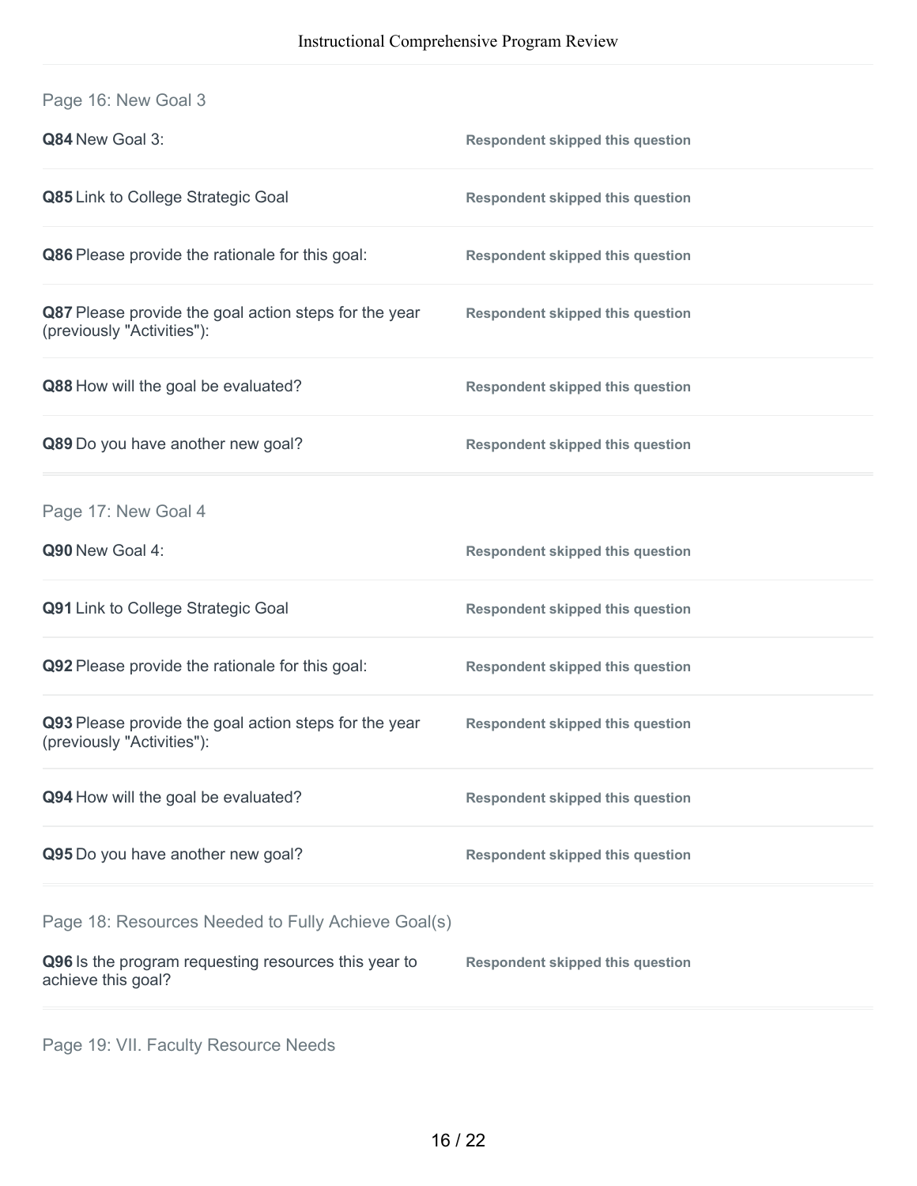## Page 16: New Goal 3

**Q84** New Goal 3: **Respondent skipped this question**

**Q85** Link to College Strategic Goal **Respondent skipped this question**

**Q86** Please provide the rationale for this goal: **Respondent skipped this question**

**Q87** Please provide the goal action steps for the year (previously "Activities"): **Respondent skipped this question**

**Q88** How will the goal be evaluated? **Respondent skipped this question**

**Q89** Do you have another new goal? **Respondent skipped this question**

## Page 17: New Goal 4

**Q90** New Goal 4: **Respondent skipped this question**

**Q91** Link to College Strategic Goal **Respondent skipped this question**

**Q92** Please provide the rationale for this goal: **Respondent skipped this question**

**Q93** Please provide the goal action steps for the year (previously "Activities"): **Respondent skipped this question**

**Q94** How will the goal be evaluated? **Respondent skipped this question**

**Q95** Do you have another new goal? **Respondent skipped this question**

## Page 18: Resources Needed to Fully Achieve Goal(s)

**Q96** Is the program requesting resources this year to achieve this goal? **Respondent skipped this question**

## Page 19: VII. Faculty Resource Needs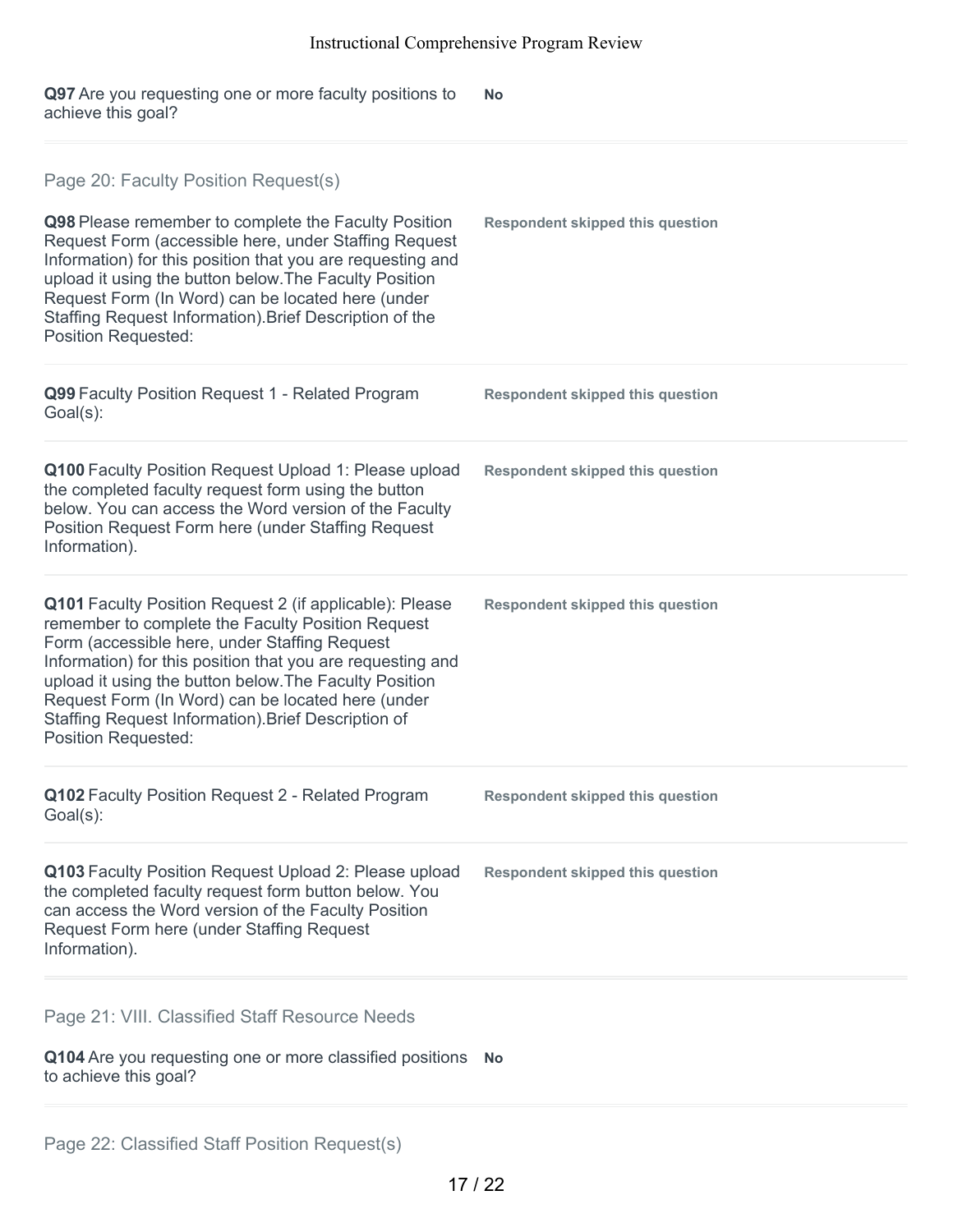**Q97** Are you requesting one or more faculty positions to achieve this goal?

**No**

## Page 20: Faculty Position Request(s)

**Q98** Please remember to complete the Faculty Position Request Form (accessible here, under Staffing Request Information) for this position that you are requesting and upload it using the button below.The Faculty Position Request Form (In Word) can be located here (under Staffing Request Information).Brief Description of the Position Requested:

**Respondent skipped this question**

**Q99** Faculty Position Request 1 - Related Program Goal(s):

**Respondent skipped this question**

**Q100** Faculty Position Request Upload 1: Please upload the completed faculty request form using the button below. You can access the Word version of the Faculty Position Request Form here (under Staffing Request Information).

**Respondent skipped this question**

**Q101** Faculty Position Request 2 (if applicable): Please remember to complete the Faculty Position Request Form (accessible here, under Staffing Request Information) for this position that you are requesting and upload it using the button below.The Faculty Position Request Form (In Word) can be located here (under Staffing Request Information).Brief Description of Position Requested:

**Respondent skipped this question**

**Q102** Faculty Position Request 2 - Related Program Goal(s):

**Respondent skipped this question**

**Q103** Faculty Position Request Upload 2: Please upload the completed faculty request form button below. You can access the Word version of the Faculty Position Request Form here (under Staffing Request Information).

**Respondent skipped this question**

## Page 21: VIII. Classified Staff Resource Needs

**Q104** Are you requesting one or more classified positions to achieve this goal?

**No**

## Page 22: Classified Staff Position Request(s)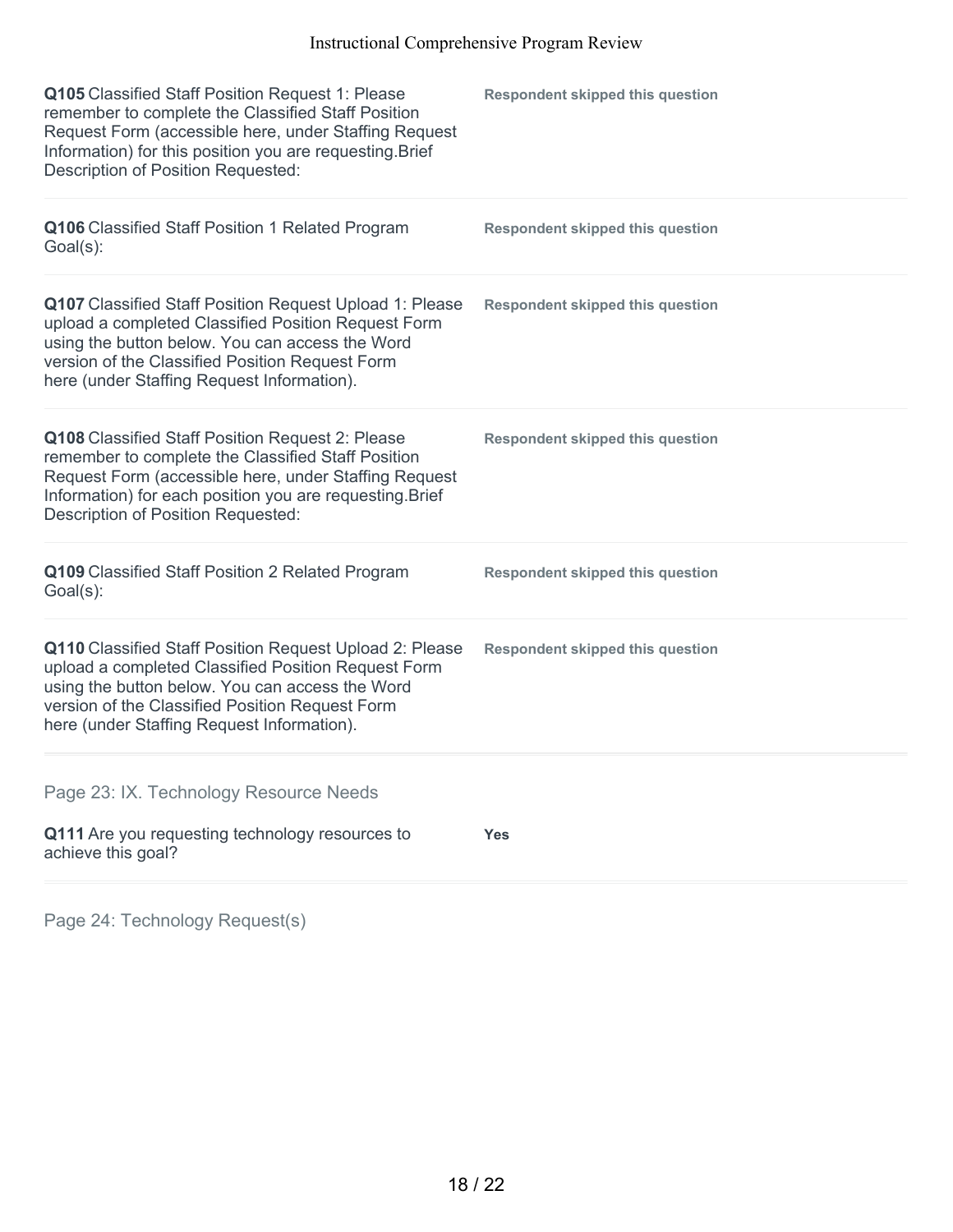**Q105** Classified Staff Position Request 1: Please remember to complete the Classified Staff Position Request Form (accessible here, under Staffing Request Information) for this position you are requesting.Brief Description of Position Requested:

**Respondent skipped this question**

**Q106** Classified Staff Position 1 Related Program Goal(s):

**Respondent skipped this question**

**Q107** Classified Staff Position Request Upload 1: Please upload a completed Classified Position Request Form using the button below. You can access the Word version of the Classified Position Request Form here (under Staffing Request Information).

**Respondent skipped this question**

**Q108** Classified Staff Position Request 2: Please remember to complete the Classified Staff Position Request Form (accessible here, under Staffing Request Information) for each position you are requesting.Brief Description of Position Requested:

**Respondent skipped this question**

**Q109** Classified Staff Position 2 Related Program Goal(s):

**Respondent skipped this question**

**Q110** Classified Staff Position Request Upload 2: Please upload a completed Classified Position Request Form using the button below. You can access the Word version of the Classified Position Request Form here (under Staffing Request Information).

**Respondent skipped this question**

## Page 23: IX. Technology Resource Needs

**Q111** Are you requesting technology resources to achieve this goal?

**Yes**

## Page 24: Technology Request(s)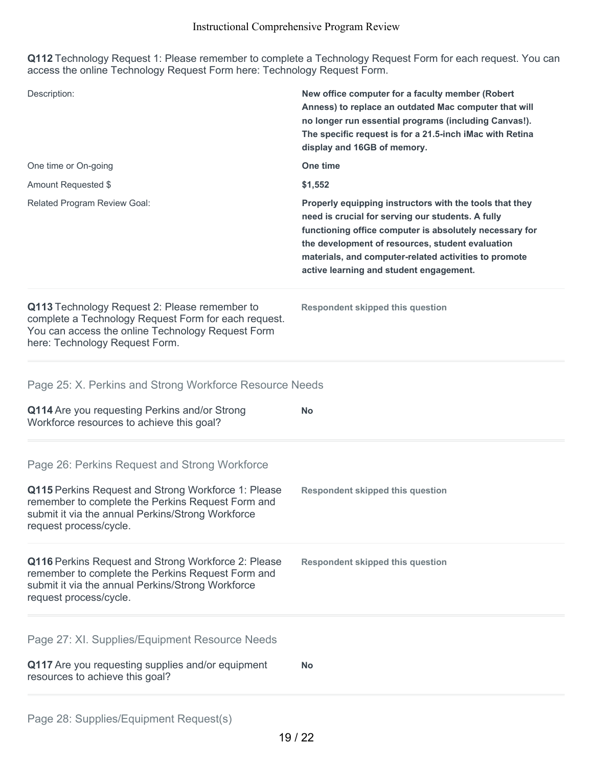**Q112** Technology Request 1: Please remember to complete a Technology Request Form for each request. You can access the online Technology Request Form here: Technology Request Form.

| | |
|---|---|
| Description: | **New office computer for a faculty member (Robert Anness) to replace an outdated Mac computer that will no longer run essential programs (including Canvas!). The specific request is for a 21.5-inch iMac with Retina display and 16GB of memory.** |
| One time or On-going | **One time** |
| Amount Requested $ | **$1,552** |
| Related Program Review Goal: | **Properly equipping instructors with the tools that they need is crucial for serving our students. A fully functioning office computer is absolutely necessary for the development of resources, student evaluation materials, and computer-related activities to promote active learning and student engagement.** |

**Q113** Technology Request 2: Please remember to complete a Technology Request Form for each request. You can access the online Technology Request Form here: Technology Request Form.

**Respondent skipped this question**

## Page 25: X. Perkins and Strong Workforce Resource Needs

**Q114** Are you requesting Perkins and/or Strong Workforce resources to achieve this goal?

**No**

## Page 26: Perkins Request and Strong Workforce

**Q115** Perkins Request and Strong Workforce 1: Please remember to complete the Perkins Request Form and submit it via the annual Perkins/Strong Workforce request process/cycle.

**Respondent skipped this question**

**Q116** Perkins Request and Strong Workforce 2: Please remember to complete the Perkins Request Form and submit it via the annual Perkins/Strong Workforce request process/cycle.

**Respondent skipped this question**

## Page 27: XI. Supplies/Equipment Resource Needs

**Q117** Are you requesting supplies and/or equipment resources to achieve this goal?

**No**

## Page 28: Supplies/Equipment Request(s)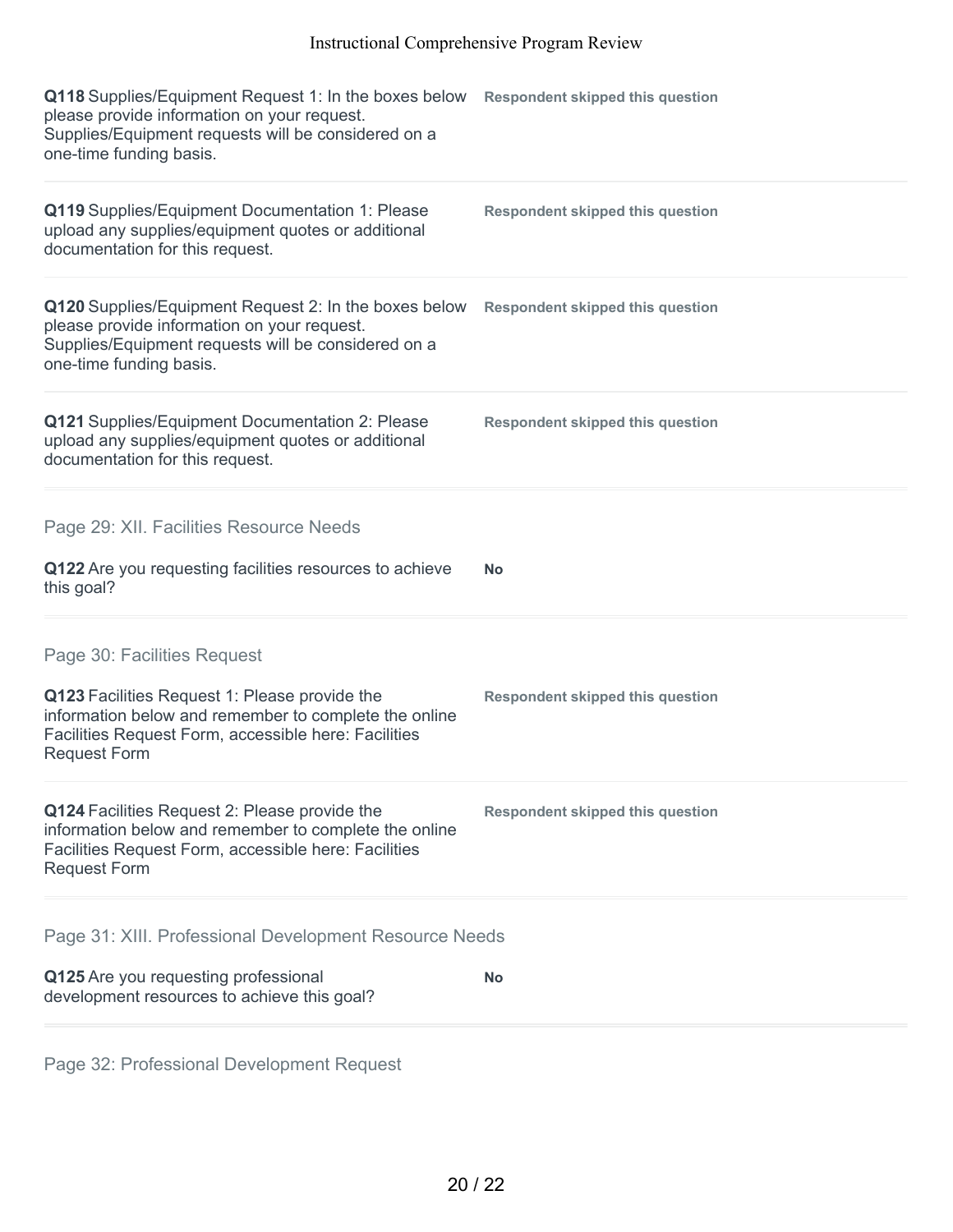**Q118** Supplies/Equipment Request 1: In the boxes below please provide information on your request. Supplies/Equipment requests will be considered on a one-time funding basis.

**Respondent skipped this question**

**Q119** Supplies/Equipment Documentation 1: Please upload any supplies/equipment quotes or additional documentation for this request.

**Respondent skipped this question**

**Q120** Supplies/Equipment Request 2: In the boxes below please provide information on your request. Supplies/Equipment requests will be considered on a one-time funding basis.

**Respondent skipped this question**

**Q121** Supplies/Equipment Documentation 2: Please upload any supplies/equipment quotes or additional documentation for this request.

**Respondent skipped this question**

## Page 29: XII. Facilities Resource Needs

**Q122** Are you requesting facilities resources to achieve this goal?

**No**

## Page 30: Facilities Request

**Q123** Facilities Request 1: Please provide the information below and remember to complete the online Facilities Request Form, accessible here: Facilities Request Form

**Respondent skipped this question**

**Q124** Facilities Request 2: Please provide the information below and remember to complete the online Facilities Request Form, accessible here: Facilities Request Form

**Respondent skipped this question**

## Page 31: XIII. Professional Development Resource Needs

**Q125** Are you requesting professional development resources to achieve this goal?

**No**

## Page 32: Professional Development Request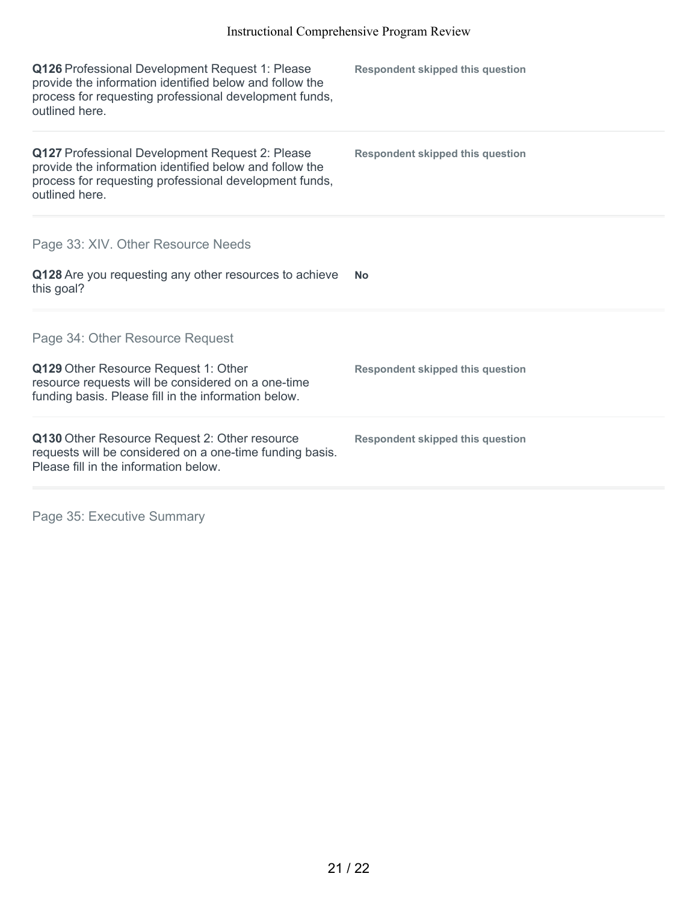**Q126** Professional Development Request 1: Please provide the information identified below and follow the process for requesting professional development funds, outlined here.

**Respondent skipped this question**

---

**Q127** Professional Development Request 2: Please provide the information identified below and follow the process for requesting professional development funds, outlined here.

**Respondent skipped this question**

---

## Page 33: XIV. Other Resource Needs

**Q128** Are you requesting any other resources to achieve this goal?

**No**

---

## Page 34: Other Resource Request

**Q129** Other Resource Request 1: Other resource requests will be considered on a one-time funding basis. Please fill in the information below.

**Respondent skipped this question**

---

**Q130** Other Resource Request 2: Other resource requests will be considered on a one-time funding basis. Please fill in the information below.

**Respondent skipped this question**

---

## Page 35: Executive Summary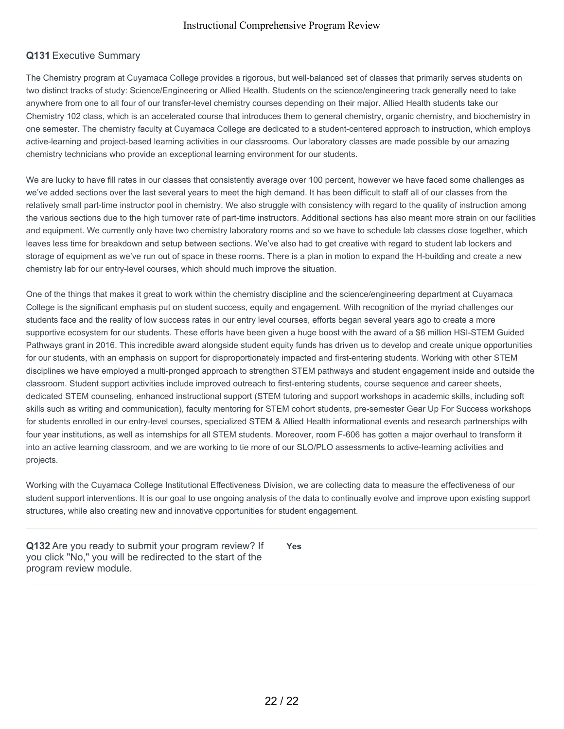**Q131** Executive Summary

The Chemistry program at Cuyamaca College provides a rigorous, but well-balanced set of classes that primarily serves students on two distinct tracks of study: Science/Engineering or Allied Health. Students on the science/engineering track generally need to take anywhere from one to all four of our transfer-level chemistry courses depending on their major. Allied Health students take our Chemistry 102 class, which is an accelerated course that introduces them to general chemistry, organic chemistry, and biochemistry in one semester. The chemistry faculty at Cuyamaca College are dedicated to a student-centered approach to instruction, which employs active-learning and project-based learning activities in our classrooms. Our laboratory classes are made possible by our amazing chemistry technicians who provide an exceptional learning environment for our students.

We are lucky to have fill rates in our classes that consistently average over 100 percent, however we have faced some challenges as we've added sections over the last several years to meet the high demand. It has been difficult to staff all of our classes from the relatively small part-time instructor pool in chemistry. We also struggle with consistency with regard to the quality of instruction among the various sections due to the high turnover rate of part-time instructors. Additional sections has also meant more strain on our facilities and equipment. We currently only have two chemistry laboratory rooms and so we have to schedule lab classes close together, which leaves less time for breakdown and setup between sections. We've also had to get creative with regard to student lab lockers and storage of equipment as we've run out of space in these rooms. There is a plan in motion to expand the H-building and create a new chemistry lab for our entry-level courses, which should much improve the situation.

One of the things that makes it great to work within the chemistry discipline and the science/engineering department at Cuyamaca College is the significant emphasis put on student success, equity and engagement. With recognition of the myriad challenges our students face and the reality of low success rates in our entry level courses, efforts began several years ago to create a more supportive ecosystem for our students. These efforts have been given a huge boost with the award of a $6 million HSI-STEM Guided Pathways grant in 2016. This incredible award alongside student equity funds has driven us to develop and create unique opportunities for our students, with an emphasis on support for disproportionately impacted and first-entering students. Working with other STEM disciplines we have employed a multi-pronged approach to strengthen STEM pathways and student engagement inside and outside the classroom. Student support activities include improved outreach to first-entering students, course sequence and career sheets, dedicated STEM counseling, enhanced instructional support (STEM tutoring and support workshops in academic skills, including soft skills such as writing and communication), faculty mentoring for STEM cohort students, pre-semester Gear Up For Success workshops for students enrolled in our entry-level courses, specialized STEM & Allied Health informational events and research partnerships with four year institutions, as well as internships for all STEM students. Moreover, room F-606 has gotten a major overhaul to transform it into an active learning classroom, and we are working to tie more of our SLO/PLO assessments to active-learning activities and projects.

Working with the Cuyamaca College Institutional Effectiveness Division, we are collecting data to measure the effectiveness of our student support interventions. It is our goal to use ongoing analysis of the data to continually evolve and improve upon existing support structures, while also creating new and innovative opportunities for student engagement.

---

**Q132** Are you ready to submit your program review? If you click "No," you will be redirected to the start of the program review module.

**Yes**